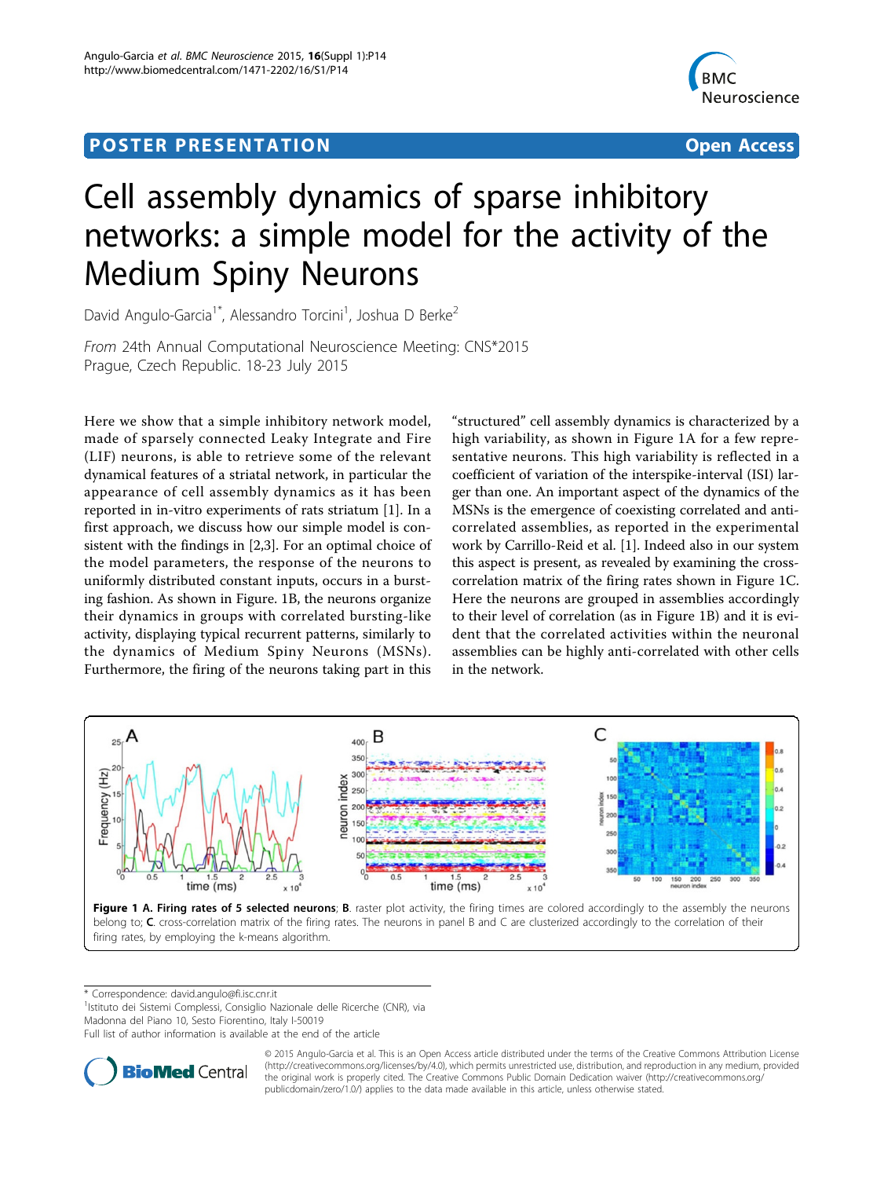POSTER PRESENTATION

Open Access

# Cell assembly dynamics of sparse inhibitory networks: a simple model for the activity of the Medium Spiny Neurons

David Angulo-Garcia[1*], Alessandro Torcini[1], Joshua D Berke[2]

*From* 24th Annual Computational Neuroscience Meeting: CNS*2015
Prague, Czech Republic. 18-23 July 2015

Here we show that a simple inhibitory network model, made of sparsely connected Leaky Integrate and Fire (LIF) neurons, is able to retrieve some of the relevant dynamical features of a striatal network, in particular the appearance of cell assembly dynamics as it has been reported in in-vitro experiments of rats striatum [1]. In a first approach, we discuss how our simple model is consistent with the findings in [2,3]. For an optimal choice of the model parameters, the response of the neurons to uniformly distributed constant inputs, occurs in a bursting fashion. As shown in Figure. 1B, the neurons organize their dynamics in groups with correlated bursting-like activity, displaying typical recurrent patterns, similarly to the dynamics of Medium Spiny Neurons (MSNs). Furthermore, the firing of the neurons taking part in this "structured" cell assembly dynamics is characterized by a high variability, as shown in Figure 1A for a few representative neurons. This high variability is reflected in a coefficient of variation of the interspike-interval (ISI) larger than one. An important aspect of the dynamics of the MSNs is the emergence of coexisting correlated and anti-correlated assemblies, as reported in the experimental work by Carrillo-Reid et al. [1]. Indeed also in our system this aspect is present, as revealed by examining the cross-correlation matrix of the firing rates shown in Figure 1C. Here the neurons are grouped in assemblies accordingly to their level of correlation (as in Figure 1B) and it is evident that the correlated activities within the neuronal assemblies can be highly anti-correlated with other cells in the network.

**Figure 1 A. Firing rates of 5 selected neurons**; **B**. raster plot activity, the firing times are colored accordingly to the assembly the neurons belong to; **C**. cross-correlation matrix of the firing rates. The neurons in panel B and C are clusterized accordingly to the correlation of their firing rates, by employing the k-means algorithm.

\* Correspondence: david.angulo@fi.isc.cnr.it
[1]Istituto dei Sistemi Complessi, Consiglio Nazionale delle Ricerche (CNR), via Madonna del Piano 10, Sesto Fiorentino, Italy I-50019
Full list of author information is available at the end of the article

© 2015 Angulo-Garcia et al. This is an Open Access article distributed under the terms of the Creative Commons Attribution License (http://creativecommons.org/licenses/by/4.0), which permits unrestricted use, distribution, and reproduction in any medium, provided the original work is properly cited. The Creative Commons Public Domain Dedication waiver (http://creativecommons.org/publicdomain/zero/1.0/) applies to the data made available in this article, unless otherwise stated.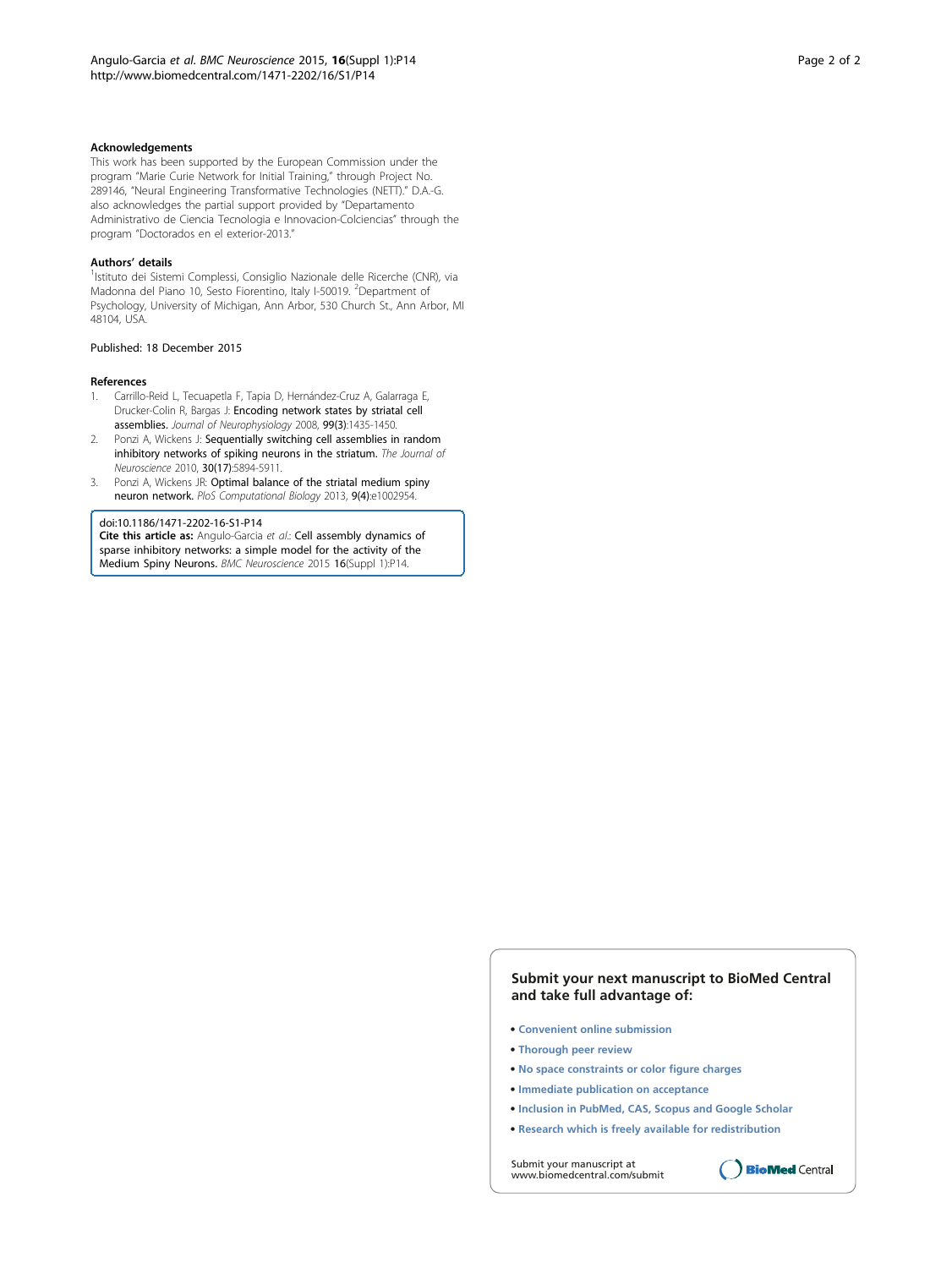### Acknowledgements

This work has been supported by the European Commission under the program "Marie Curie Network for Initial Training," through Project No. 289146, "Neural Engineering Transformative Technologies (NETT)." D.A.-G. also acknowledges the partial support provided by "Departamento Administrativo de Ciencia Tecnologia e Innovacion-Colciencias" through the program "Doctorados en el exterior-2013."

### Authors' details

[1]Istituto dei Sistemi Complessi, Consiglio Nazionale delle Ricerche (CNR), via Madonna del Piano 10, Sesto Fiorentino, Italy I-50019. [2]Department of Psychology, University of Michigan, Ann Arbor, 530 Church St., Ann Arbor, MI 48104, USA.

Published: 18 December 2015

### References

1. Carrillo-Reid L, Tecuapetla F, Tapia D, Hernández-Cruz A, Galarraga E, Drucker-Colin R, Bargas J: **Encoding network states by striatal cell assemblies.** *Journal of Neurophysiology* 2008, **99(3)**:1435-1450.
2. Ponzi A, Wickens J: **Sequentially switching cell assemblies in random inhibitory networks of spiking neurons in the striatum.** *The Journal of Neuroscience* 2010, **30(17)**:5894-5911.
3. Ponzi A, Wickens JR: **Optimal balance of the striatal medium spiny neuron network.** *PloS Computational Biology* 2013, **9(4)**:e1002954.

doi:10.1186/1471-2202-16-S1-P14
**Cite this article as:** Angulo-Garcia *et al.*: **Cell assembly dynamics of sparse inhibitory networks: a simple model for the activity of the Medium Spiny Neurons.** *BMC Neuroscience* 2015 **16**(Suppl 1):P14.

**Submit your next manuscript to BioMed Central and take full advantage of:**

- **Convenient online submission**
- **Thorough peer review**
- **No space constraints or color figure charges**
- **Immediate publication on acceptance**
- **Inclusion in PubMed, CAS, Scopus and Google Scholar**
- **Research which is freely available for redistribution**

Submit your manuscript at
www.biomedcentral.com/submit

BioMed Central